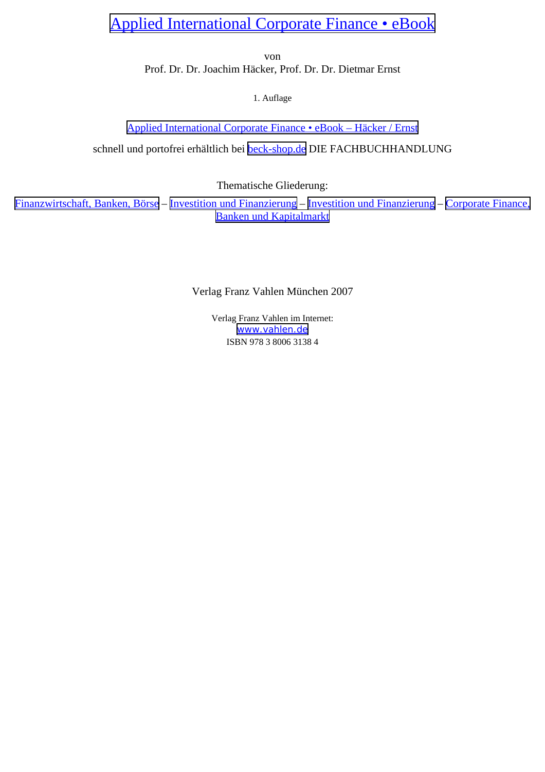# Applied International Corporate Finance • eBook

von

Prof. Dr. Dr. Joachim Häcker, Prof. Dr. Dr. Dietmar Ernst

1. Auflage

Applied International Corporate Finance • eBook – Häcker / Ernst

schnell und portofrei erhältlich bei beck-shop.de DIE FACHBUCHHANDLUNG

Thematische Gliederung:

Finanzwirtschaft, Banken, Börse – Investition und Finanzierung – Investition und Finanzierung – Corporate Finance, Banken und Kapitalmarkt

Verlag Franz Vahlen München 2007

Verlag Franz Vahlen im Internet:
www.vahlen.de
ISBN 978 3 8006 3138 4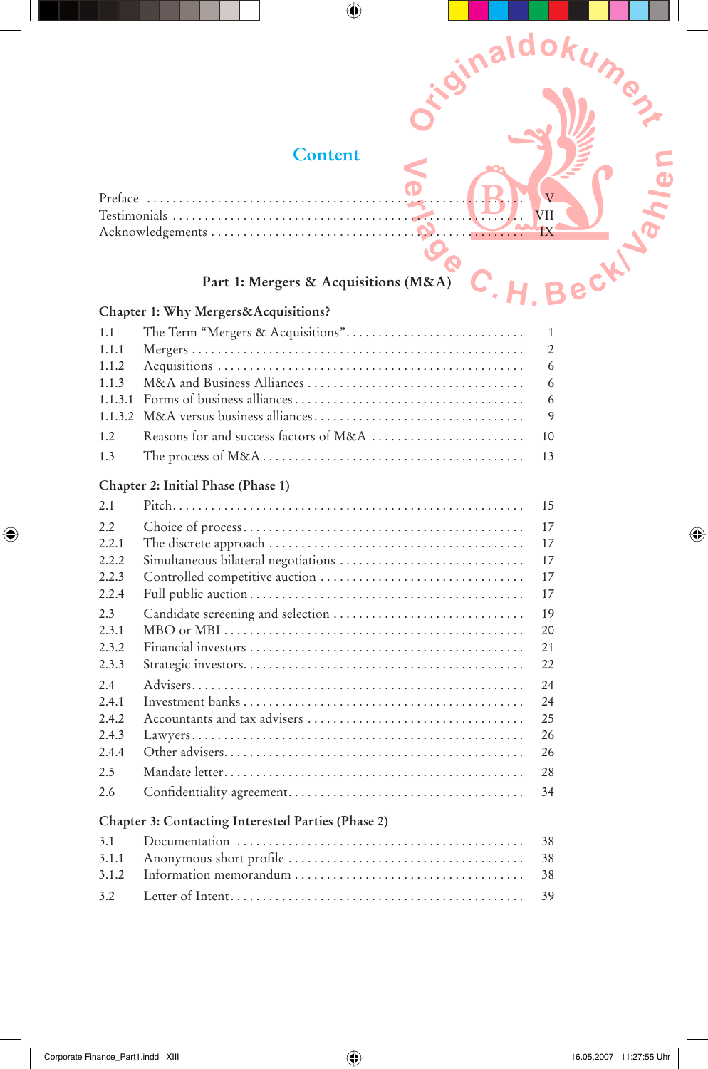# Content

Preface . . . . . . . . . . V
Testimonials . . . . . . . . . . VII
Acknowledgements . . . . . . . . . . IX

## Part 1: Mergers & Acquisitions (M&A)

### Chapter 1: Why Mergers&Acquisitions?

| | | |
|---|---|---|
| 1.1 | The Term "Mergers & Acquisitions" | 1 |
| 1.1.1 | Mergers | 2 |
| 1.1.2 | Acquisitions | 6 |
| 1.1.3 | M&A and Business Alliances | 6 |
| 1.1.3.1 | Forms of business alliances | 6 |
| 1.1.3.2 | M&A versus business alliances | 9 |
| 1.2 | Reasons for and success factors of M&A | 10 |
| 1.3 | The process of M&A | 13 |

### Chapter 2: Initial Phase (Phase 1)

| | | |
|---|---|---|
| 2.1 | Pitch | 15 |
| 2.2 | Choice of process | 17 |
| 2.2.1 | The discrete approach | 17 |
| 2.2.2 | Simultaneous bilateral negotiations | 17 |
| 2.2.3 | Controlled competitive auction | 17 |
| 2.2.4 | Full public auction | 17 |
| 2.3 | Candidate screening and selection | 19 |
| 2.3.1 | MBO or MBI | 20 |
| 2.3.2 | Financial investors | 21 |
| 2.3.3 | Strategic investors | 22 |
| 2.4 | Advisers | 24 |
| 2.4.1 | Investment banks | 24 |
| 2.4.2 | Accountants and tax advisers | 25 |
| 2.4.3 | Lawyers | 26 |
| 2.4.4 | Other advisers | 26 |
| 2.5 | Mandate letter | 28 |
| 2.6 | Confidentiality agreement | 34 |

### Chapter 3: Contacting Interested Parties (Phase 2)

| | | |
|---|---|---|
| 3.1 | Documentation | 38 |
| 3.1.1 | Anonymous short profile | 38 |
| 3.1.2 | Information memorandum | 38 |
| 3.2 | Letter of Intent | 39 |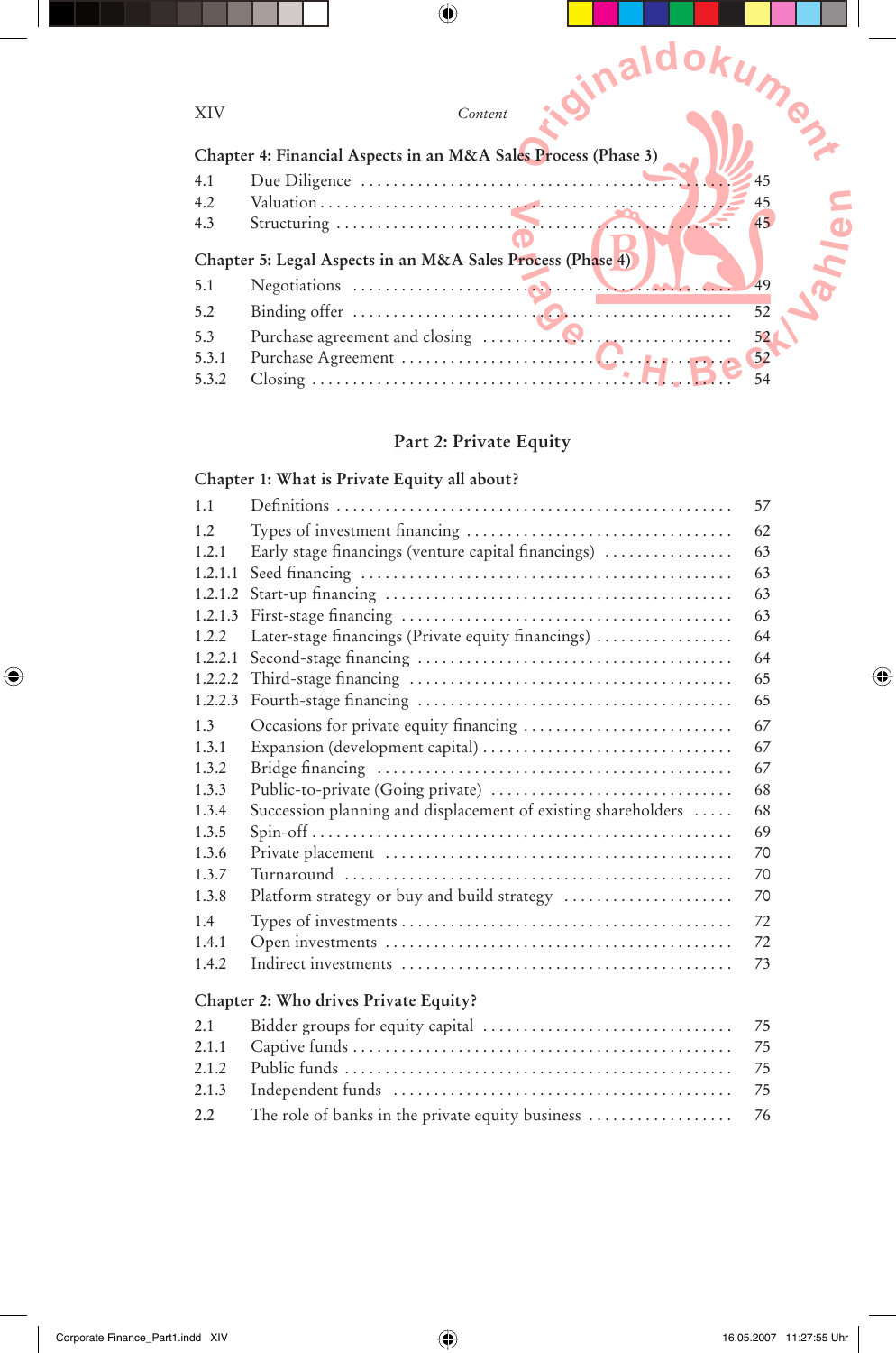### Chapter 4: Financial Aspects in an M&A Sales Process (Phase 3)

| | | |
|---|---|---|
| 4.1 | Due Diligence | 45 |
| 4.2 | Valuation | 45 |
| 4.3 | Structuring | 45 |

### Chapter 5: Legal Aspects in an M&A Sales Process (Phase 4)

| | | |
|---|---|---|
| 5.1 | Negotiations | 49 |
| 5.2 | Binding offer | 52 |
| 5.3 | Purchase agreement and closing | 52 |
| 5.3.1 | Purchase Agreement | 52 |
| 5.3.2 | Closing | 54 |

## Part 2: Private Equity

### Chapter 1: What is Private Equity all about?

| | | |
|---|---|---|
| 1.1 | Definitions | 57 |
| 1.2 | Types of investment financing | 62 |
| 1.2.1 | Early stage financings (venture capital financings) | 63 |
| 1.2.1.1 | Seed financing | 63 |
| 1.2.1.2 | Start-up financing | 63 |
| 1.2.1.3 | First-stage financing | 63 |
| 1.2.2 | Later-stage financings (Private equity financings) | 64 |
| 1.2.2.1 | Second-stage financing | 64 |
| 1.2.2.2 | Third-stage financing | 65 |
| 1.2.2.3 | Fourth-stage financing | 65 |
| 1.3 | Occasions for private equity financing | 67 |
| 1.3.1 | Expansion (development capital) | 67 |
| 1.3.2 | Bridge financing | 67 |
| 1.3.3 | Public-to-private (Going private) | 68 |
| 1.3.4 | Succession planning and displacement of existing shareholders | 68 |
| 1.3.5 | Spin-off | 69 |
| 1.3.6 | Private placement | 70 |
| 1.3.7 | Turnaround | 70 |
| 1.3.8 | Platform strategy or buy and build strategy | 70 |
| 1.4 | Types of investments | 72 |
| 1.4.1 | Open investments | 72 |
| 1.4.2 | Indirect investments | 73 |

### Chapter 2: Who drives Private Equity?

| | | |
|---|---|---|
| 2.1 | Bidder groups for equity capital | 75 |
| 2.1.1 | Captive funds | 75 |
| 2.1.2 | Public funds | 75 |
| 2.1.3 | Independent funds | 75 |
| 2.2 | The role of banks in the private equity business | 76 |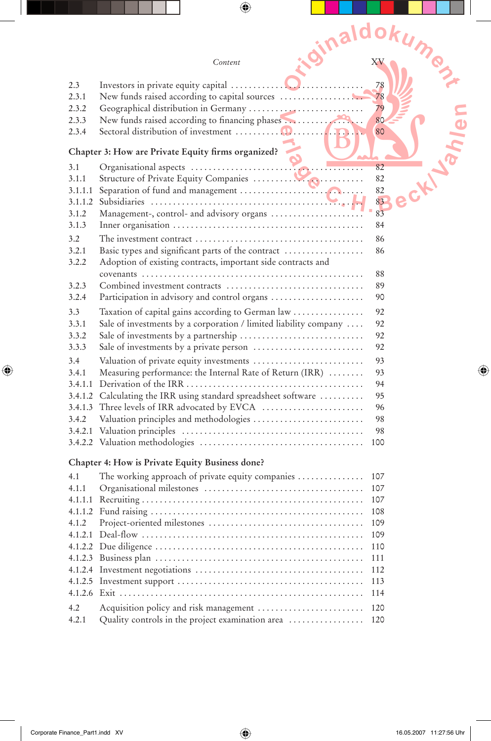| | | |
|---|---|---|
| 2.3 | Investors in private equity capital | 78 |
| 2.3.1 | New funds raised according to capital sources | 78 |
| 2.3.2 | Geographical distribution in Germany | 79 |
| 2.3.3 | New funds raised according to financing phases | 80 |
| 2.3.4 | Sectoral distribution of investment | 80 |

**Chapter 3: How are Private Equity firms organized?**

| | | |
|---|---|---|
| 3.1 | Organisational aspects | 82 |
| 3.1.1 | Structure of Private Equity Companies | 82 |
| 3.1.1.1 | Separation of fund and management | 82 |
| 3.1.1.2 | Subsidiaries | 83 |
| 3.1.2 | Management-, control- and advisory organs | 83 |
| 3.1.3 | Inner organisation | 84 |
| 3.2 | The investment contract | 86 |
| 3.2.1 | Basic types and significant parts of the contract | 86 |
| 3.2.2 | Adoption of existing contracts, important side contracts and covenants | 88 |
| 3.2.3 | Combined investment contracts | 89 |
| 3.2.4 | Participation in advisory and control organs | 90 |
| 3.3 | Taxation of capital gains according to German law | 92 |
| 3.3.1 | Sale of investments by a corporation / limited liability company | 92 |
| 3.3.2 | Sale of investments by a partnership | 92 |
| 3.3.3 | Sale of investments by a private person | 92 |
| 3.4 | Valuation of private equity investments | 93 |
| 3.4.1 | Measuring performance: the Internal Rate of Return (IRR) | 93 |
| 3.4.1.1 | Derivation of the IRR | 94 |
| 3.4.1.2 | Calculating the IRR using standard spreadsheet software | 95 |
| 3.4.1.3 | Three levels of IRR advocated by EVCA | 96 |
| 3.4.2 | Valuation principles and methodologies | 98 |
| 3.4.2.1 | Valuation principles | 98 |
| 3.4.2.2 | Valuation methodologies | 100 |

**Chapter 4: How is Private Equity Business done?**

| | | |
|---|---|---|
| 4.1 | The working approach of private equity companies | 107 |
| 4.1.1 | Organisational milestones | 107 |
| 4.1.1.1 | Recruiting | 107 |
| 4.1.1.2 | Fund raising | 108 |
| 4.1.2 | Project-oriented milestones | 109 |
| 4.1.2.1 | Deal-flow | 109 |
| 4.1.2.2 | Due diligence | 110 |
| 4.1.2.3 | Business plan | 111 |
| 4.1.2.4 | Investment negotiations | 112 |
| 4.1.2.5 | Investment support | 113 |
| 4.1.2.6 | Exit | 114 |
| 4.2 | Acquisition policy and risk management | 120 |
| 4.2.1 | Quality controls in the project examination area | 120 |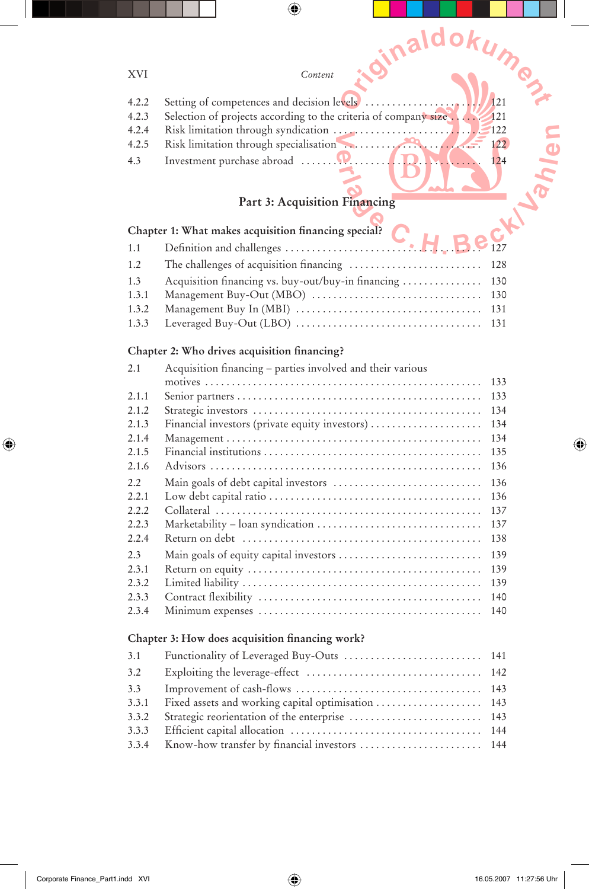| | | |
|---|---|---|
| 4.2.2 | Setting of competences and decision levels | 121 |
| 4.2.3 | Selection of projects according to the criteria of company size | 121 |
| 4.2.4 | Risk limitation through syndication | 122 |
| 4.2.5 | Risk limitation through specialisation | 122 |
| 4.3 | Investment purchase abroad | 124 |

## Part 3: Acquisition Financing

### Chapter 1: What makes acquisition financing special?

| | | |
|---|---|---|
| 1.1 | Definition and challenges | 127 |
| 1.2 | The challenges of acquisition financing | 128 |
| 1.3 | Acquisition financing vs. buy-out/buy-in financing | 130 |
| 1.3.1 | Management Buy-Out (MBO) | 130 |
| 1.3.2 | Management Buy In (MBI) | 131 |
| 1.3.3 | Leveraged Buy-Out (LBO) | 131 |

### Chapter 2: Who drives acquisition financing?

| | | |
|---|---|---|
| 2.1 | Acquisition financing – parties involved and their various motives | 133 |
| 2.1.1 | Senior partners | 133 |
| 2.1.2 | Strategic investors | 134 |
| 2.1.3 | Financial investors (private equity investors) | 134 |
| 2.1.4 | Management | 134 |
| 2.1.5 | Financial institutions | 135 |
| 2.1.6 | Advisors | 136 |
| 2.2 | Main goals of debt capital investors | 136 |
| 2.2.1 | Low debt capital ratio | 136 |
| 2.2.2 | Collateral | 137 |
| 2.2.3 | Marketability – loan syndication | 137 |
| 2.2.4 | Return on debt | 138 |
| 2.3 | Main goals of equity capital investors | 139 |
| 2.3.1 | Return on equity | 139 |
| 2.3.2 | Limited liability | 139 |
| 2.3.3 | Contract flexibility | 140 |
| 2.3.4 | Minimum expenses | 140 |

### Chapter 3: How does acquisition financing work?

| | | |
|---|---|---|
| 3.1 | Functionality of Leveraged Buy-Outs | 141 |
| 3.2 | Exploiting the leverage-effect | 142 |
| 3.3 | Improvement of cash-flows | 143 |
| 3.3.1 | Fixed assets and working capital optimisation | 143 |
| 3.3.2 | Strategic reorientation of the enterprise | 143 |
| 3.3.3 | Efficient capital allocation | 144 |
| 3.3.4 | Know-how transfer by financial investors | 144 |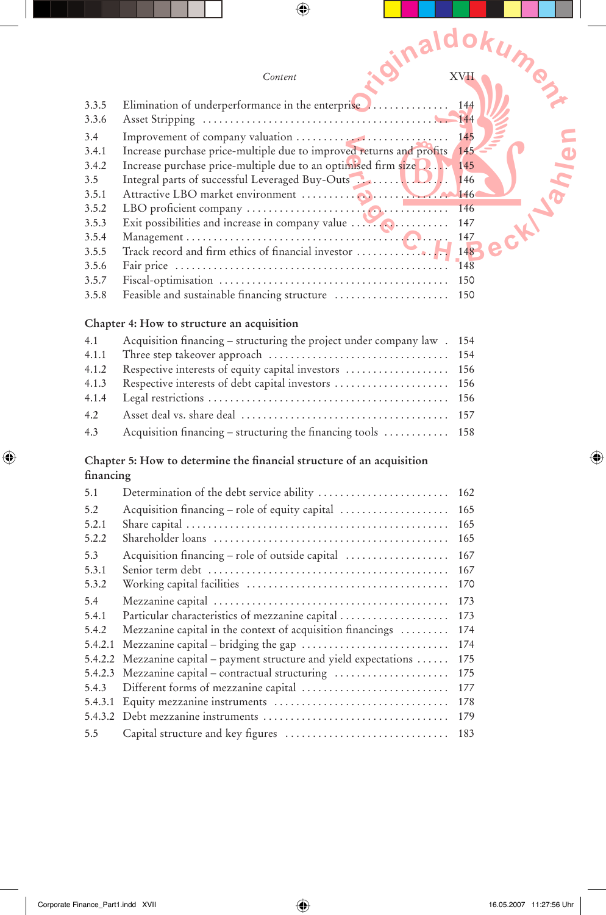| | | |
|---|---|---|
| 3.3.5 | Elimination of underperformance in the enterprise | 144 |
| 3.3.6 | Asset Stripping | 144 |
| 3.4 | Improvement of company valuation | 145 |
| 3.4.1 | Increase purchase price-multiple due to improved returns and profits | 145 |
| 3.4.2 | Increase purchase price-multiple due to an optimised firm size | 145 |
| 3.5 | Integral parts of successful Leveraged Buy-Outs | 146 |
| 3.5.1 | Attractive LBO market environment | 146 |
| 3.5.2 | LBO proficient company | 146 |
| 3.5.3 | Exit possibilities and increase in company value | 147 |
| 3.5.4 | Management | 147 |
| 3.5.5 | Track record and firm ethics of financial investor | 148 |
| 3.5.6 | Fair price | 148 |
| 3.5.7 | Fiscal-optimisation | 150 |
| 3.5.8 | Feasible and sustainable financing structure | 150 |

**Chapter 4: How to structure an acquisition**

| | | |
|---|---|---|
| 4.1 | Acquisition financing – structuring the project under company law | 154 |
| 4.1.1 | Three step takeover approach | 154 |
| 4.1.2 | Respective interests of equity capital investors | 156 |
| 4.1.3 | Respective interests of debt capital investors | 156 |
| 4.1.4 | Legal restrictions | 156 |
| 4.2 | Asset deal vs. share deal | 157 |
| 4.3 | Acquisition financing – structuring the financing tools | 158 |

**Chapter 5: How to determine the financial structure of an acquisition financing**

| | | |
|---|---|---|
| 5.1 | Determination of the debt service ability | 162 |
| 5.2 | Acquisition financing – role of equity capital | 165 |
| 5.2.1 | Share capital | 165 |
| 5.2.2 | Shareholder loans | 165 |
| 5.3 | Acquisition financing – role of outside capital | 167 |
| 5.3.1 | Senior term debt | 167 |
| 5.3.2 | Working capital facilities | 170 |
| 5.4 | Mezzanine capital | 173 |
| 5.4.1 | Particular characteristics of mezzanine capital | 173 |
| 5.4.2 | Mezzanine capital in the context of acquisition financings | 174 |
| 5.4.2.1 | Mezzanine capital – bridging the gap | 174 |
| 5.4.2.2 | Mezzanine capital – payment structure and yield expectations | 175 |
| 5.4.2.3 | Mezzanine capital – contractual structuring | 175 |
| 5.4.3 | Different forms of mezzanine capital | 177 |
| 5.4.3.1 | Equity mezzanine instruments | 178 |
| 5.4.3.2 | Debt mezzanine instruments | 179 |
| 5.5 | Capital structure and key figures | 183 |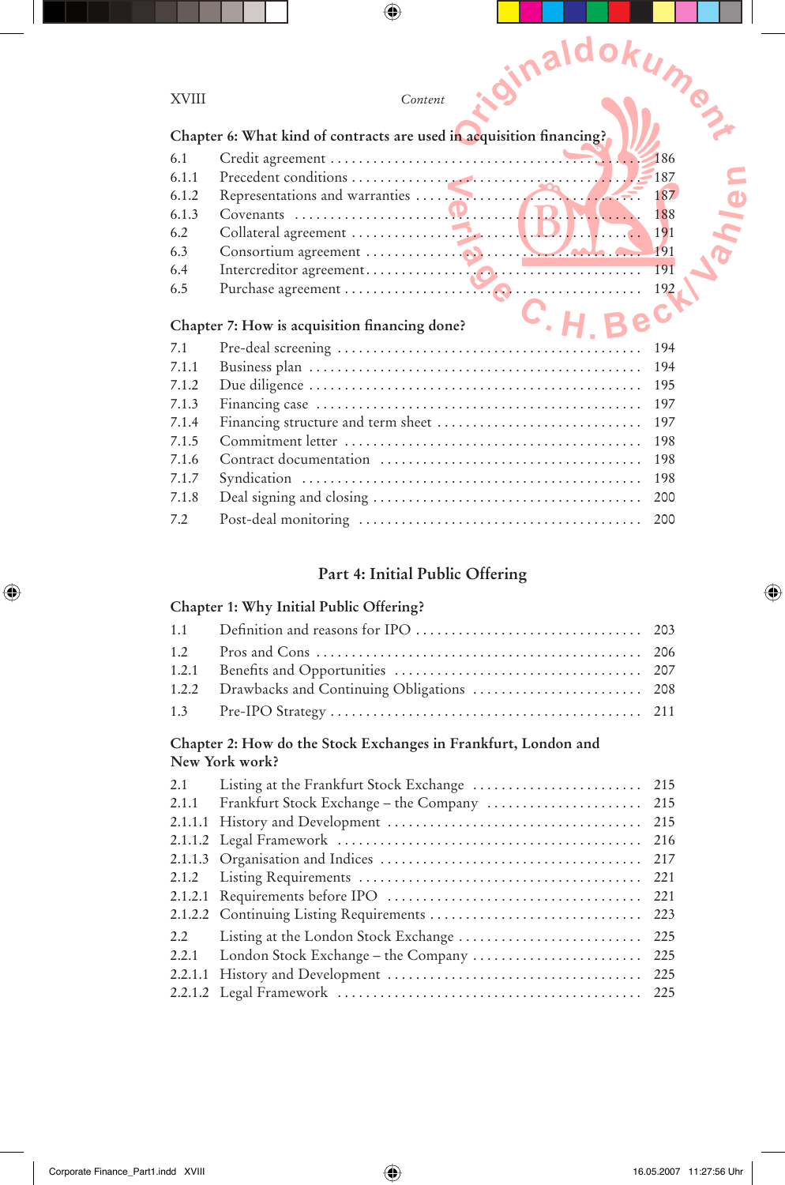## Chapter 6: What kind of contracts are used in acquisition financing?

| | | |
|---|---|---|
| 6.1 | Credit agreement | 186 |
| 6.1.1 | Precedent conditions | 187 |
| 6.1.2 | Representations and warranties | 187 |
| 6.1.3 | Covenants | 188 |
| 6.2 | Collateral agreement | 191 |
| 6.3 | Consortium agreement | 191 |
| 6.4 | Intercreditor agreement | 191 |
| 6.5 | Purchase agreement | 192 |

## Chapter 7: How is acquisition financing done?

| | | |
|---|---|---|
| 7.1 | Pre-deal screening | 194 |
| 7.1.1 | Business plan | 194 |
| 7.1.2 | Due diligence | 195 |
| 7.1.3 | Financing case | 197 |
| 7.1.4 | Financing structure and term sheet | 197 |
| 7.1.5 | Commitment letter | 198 |
| 7.1.6 | Contract documentation | 198 |
| 7.1.7 | Syndication | 198 |
| 7.1.8 | Deal signing and closing | 200 |
| 7.2 | Post-deal monitoring | 200 |

# Part 4: Initial Public Offering

## Chapter 1: Why Initial Public Offering?

| | | |
|---|---|---|
| 1.1 | Definition and reasons for IPO | 203 |
| 1.2 | Pros and Cons | 206 |
| 1.2.1 | Benefits and Opportunities | 207 |
| 1.2.2 | Drawbacks and Continuing Obligations | 208 |
| 1.3 | Pre-IPO Strategy | 211 |

## Chapter 2: How do the Stock Exchanges in Frankfurt, London and New York work?

| | | |
|---|---|---|
| 2.1 | Listing at the Frankfurt Stock Exchange | 215 |
| 2.1.1 | Frankfurt Stock Exchange – the Company | 215 |
| 2.1.1.1 | History and Development | 215 |
| 2.1.1.2 | Legal Framework | 216 |
| 2.1.1.3 | Organisation and Indices | 217 |
| 2.1.2 | Listing Requirements | 221 |
| 2.1.2.1 | Requirements before IPO | 221 |
| 2.1.2.2 | Continuing Listing Requirements | 223 |
| 2.2 | Listing at the London Stock Exchange | 225 |
| 2.2.1 | London Stock Exchange – the Company | 225 |
| 2.2.1.1 | History and Development | 225 |
| 2.2.1.2 | Legal Framework | 225 |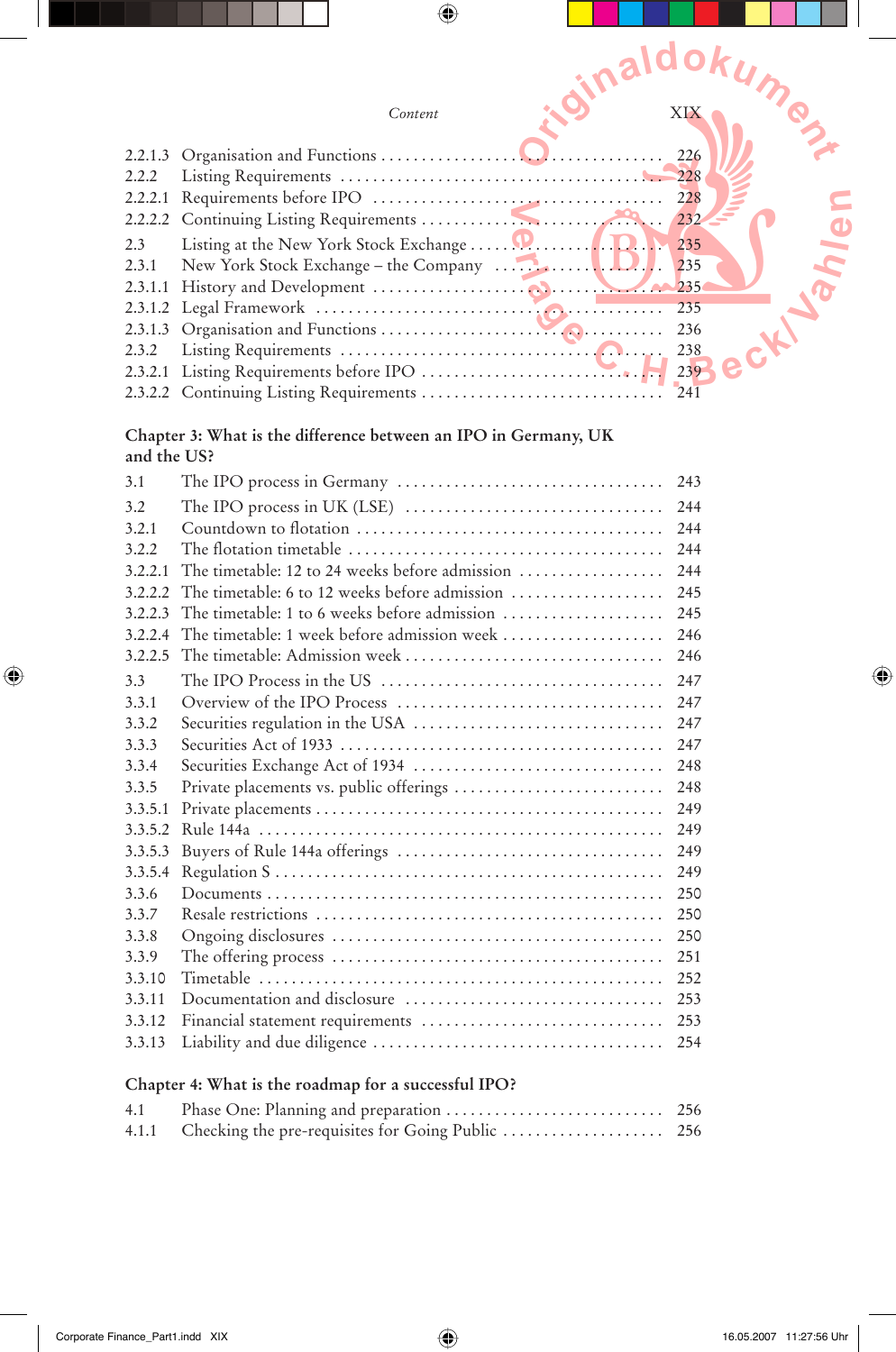| | | |
|---|---|---|
| 2.2.1.3 | Organisation and Functions | 226 |
| 2.2.2 | Listing Requirements | 228 |
| 2.2.2.1 | Requirements before IPO | 228 |
| 2.2.2.2 | Continuing Listing Requirements | 232 |
| 2.3 | Listing at the New York Stock Exchange | 235 |
| 2.3.1 | New York Stock Exchange – the Company | 235 |
| 2.3.1.1 | History and Development | 235 |
| 2.3.1.2 | Legal Framework | 235 |
| 2.3.1.3 | Organisation and Functions | 236 |
| 2.3.2 | Listing Requirements | 238 |
| 2.3.2.1 | Listing Requirements before IPO | 239 |
| 2.3.2.2 | Continuing Listing Requirements | 241 |

**Chapter 3: What is the difference between an IPO in Germany, UK and the US?**

| | | |
|---|---|---|
| 3.1 | The IPO process in Germany | 243 |
| 3.2 | The IPO process in UK (LSE) | 244 |
| 3.2.1 | Countdown to flotation | 244 |
| 3.2.2 | The flotation timetable | 244 |
| 3.2.2.1 | The timetable: 12 to 24 weeks before admission | 244 |
| 3.2.2.2 | The timetable: 6 to 12 weeks before admission | 245 |
| 3.2.2.3 | The timetable: 1 to 6 weeks before admission | 245 |
| 3.2.2.4 | The timetable: 1 week before admission week | 246 |
| 3.2.2.5 | The timetable: Admission week | 246 |
| 3.3 | The IPO Process in the US | 247 |
| 3.3.1 | Overview of the IPO Process | 247 |
| 3.3.2 | Securities regulation in the USA | 247 |
| 3.3.3 | Securities Act of 1933 | 247 |
| 3.3.4 | Securities Exchange Act of 1934 | 248 |
| 3.3.5 | Private placements vs. public offerings | 248 |
| 3.3.5.1 | Private placements | 249 |
| 3.3.5.2 | Rule 144a | 249 |
| 3.3.5.3 | Buyers of Rule 144a offerings | 249 |
| 3.3.5.4 | Regulation S | 249 |
| 3.3.6 | Documents | 250 |
| 3.3.7 | Resale restrictions | 250 |
| 3.3.8 | Ongoing disclosures | 250 |
| 3.3.9 | The offering process | 251 |
| 3.3.10 | Timetable | 252 |
| 3.3.11 | Documentation and disclosure | 253 |
| 3.3.12 | Financial statement requirements | 253 |
| 3.3.13 | Liability and due diligence | 254 |

**Chapter 4: What is the roadmap for a successful IPO?**

| | | |
|---|---|---|
| 4.1 | Phase One: Planning and preparation | 256 |
| 4.1.1 | Checking the pre-requisites for Going Public | 256 |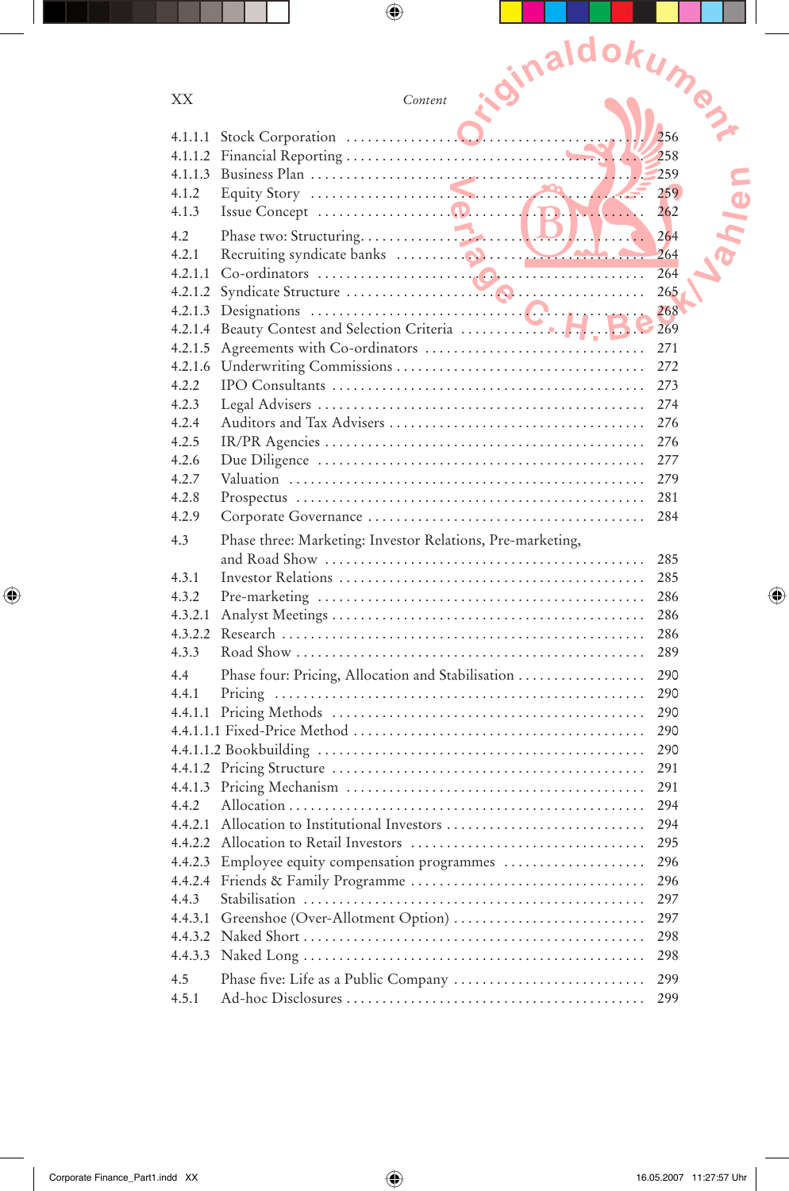| | | |
|---|---|---|
| 4.1.1.1 | Stock Corporation | 256 |
| 4.1.1.2 | Financial Reporting | 258 |
| 4.1.1.3 | Business Plan | 259 |
| 4.1.2 | Equity Story | 259 |
| 4.1.3 | Issue Concept | 262 |
| 4.2 | Phase two: Structuring | 264 |
| 4.2.1 | Recruiting syndicate banks | 264 |
| 4.2.1.1 | Co-ordinators | 264 |
| 4.2.1.2 | Syndicate Structure | 265 |
| 4.2.1.3 | Designations | 268 |
| 4.2.1.4 | Beauty Contest and Selection Criteria | 269 |
| 4.2.1.5 | Agreements with Co-ordinators | 271 |
| 4.2.1.6 | Underwriting Commissions | 272 |
| 4.2.2 | IPO Consultants | 273 |
| 4.2.3 | Legal Advisers | 274 |
| 4.2.4 | Auditors and Tax Advisers | 276 |
| 4.2.5 | IR/PR Agencies | 276 |
| 4.2.6 | Due Diligence | 277 |
| 4.2.7 | Valuation | 279 |
| 4.2.8 | Prospectus | 281 |
| 4.2.9 | Corporate Governance | 284 |
| 4.3 | Phase three: Marketing: Investor Relations, Pre-marketing, and Road Show | 285 |
| 4.3.1 | Investor Relations | 285 |
| 4.3.2 | Pre-marketing | 286 |
| 4.3.2.1 | Analyst Meetings | 286 |
| 4.3.2.2 | Research | 286 |
| 4.3.3 | Road Show | 289 |
| 4.4 | Phase four: Pricing, Allocation and Stabilisation | 290 |
| 4.4.1 | Pricing | 290 |
| 4.4.1.1 | Pricing Methods | 290 |
| 4.4.1.1.1 | Fixed-Price Method | 290 |
| 4.4.1.1.2 | Bookbuilding | 290 |
| 4.4.1.2 | Pricing Structure | 291 |
| 4.4.1.3 | Pricing Mechanism | 291 |
| 4.4.2 | Allocation | 294 |
| 4.4.2.1 | Allocation to Institutional Investors | 294 |
| 4.4.2.2 | Allocation to Retail Investors | 295 |
| 4.4.2.3 | Employee equity compensation programmes | 296 |
| 4.4.2.4 | Friends & Family Programme | 296 |
| 4.4.3 | Stabilisation | 297 |
| 4.4.3.1 | Greenshoe (Over-Allotment Option) | 297 |
| 4.4.3.2 | Naked Short | 298 |
| 4.4.3.3 | Naked Long | 298 |
| 4.5 | Phase five: Life as a Public Company | 299 |
| 4.5.1 | Ad-hoc Disclosures | 299 |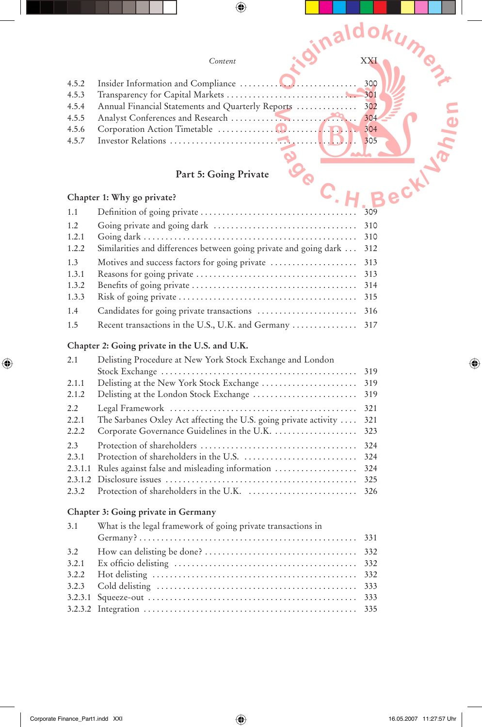4.5.2 Insider Information and Compliance ........................ 300
4.5.3 Transparency for Capital Markets ........................ 301
4.5.4 Annual Financial Statements and Quarterly Reports ........................ 302
4.5.5 Analyst Conferences and Research ........................ 304
4.5.6 Corporation Action Timetable ........................ 304
4.5.7 Investor Relations ........................ 305

## Part 5: Going Private

### Chapter 1: Why go private?

1.1 Definition of going private ........................ 309
1.2 Going private and going dark ........................ 310
1.2.1 Going dark ........................ 310
1.2.2 Similarities and differences between going private and going dark ........................ 312
1.3 Motives and success factors for going private ........................ 313
1.3.1 Reasons for going private ........................ 313
1.3.2 Benefits of going private ........................ 314
1.3.3 Risk of going private ........................ 315
1.4 Candidates for going private transactions ........................ 316
1.5 Recent transactions in the U.S., U.K. and Germany ........................ 317

### Chapter 2: Going private in the U.S. and U.K.

2.1 Delisting Procedure at New York Stock Exchange and London Stock Exchange ........................ 319
2.1.1 Delisting at the New York Stock Exchange ........................ 319
2.1.2 Delisting at the London Stock Exchange ........................ 319
2.2 Legal Framework ........................ 321
2.2.1 The Sarbanes Oxley Act affecting the U.S. going private activity ........................ 321
2.2.2 Corporate Governance Guidelines in the U.K. ........................ 323
2.3 Protection of shareholders ........................ 324
2.3.1 Protection of shareholders in the U.S. ........................ 324
2.3.1.1 Rules against false and misleading information ........................ 324
2.3.1.2 Disclosure issues ........................ 325
2.3.2 Protection of shareholders in the U.K. ........................ 326

### Chapter 3: Going private in Germany

3.1 What is the legal framework of going private transactions in Germany? ........................ 331
3.2 How can delisting be done? ........................ 332
3.2.1 Ex officio delisting ........................ 332
3.2.2 Hot delisting ........................ 332
3.2.3 Cold delisting ........................ 333
3.2.3.1 Squeeze-out ........................ 333
3.2.3.2 Integration ........................ 335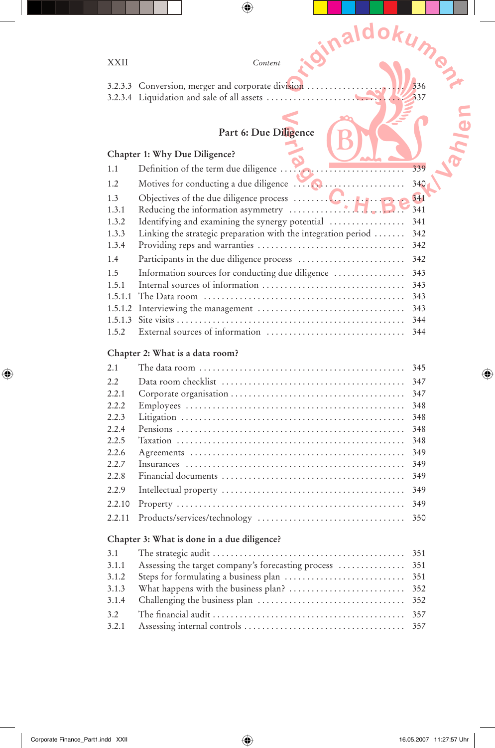3.2.3.3 Conversion, merger and corporate division ........................ 336
3.2.3.4 Liquidation and sale of all assets ........................ 337

## Part 6: Due Diligence

### Chapter 1: Why Due Diligence?

1.1 Definition of the term due diligence ........................ 339
1.2 Motives for conducting a due diligence ........................ 340
1.3 Objectives of the due diligence process ........................ 341
1.3.1 Reducing the information asymmetry ........................ 341
1.3.2 Identifying and examining the synergy potential ........................ 341
1.3.3 Linking the strategic preparation with the integration period ....... 342
1.3.4 Providing reps and warranties ........................ 342
1.4 Participants in the due diligence process ........................ 342
1.5 Information sources for conducting due diligence ........................ 343
1.5.1 Internal sources of information ........................ 343
1.5.1.1 The Data room ........................ 343
1.5.1.2 Interviewing the management ........................ 343
1.5.1.3 Site visits ........................ 344
1.5.2 External sources of information ........................ 344

### Chapter 2: What is a data room?

2.1 The data room ........................ 345
2.2 Data room checklist ........................ 347
2.2.1 Corporate organisation ........................ 347
2.2.2 Employees ........................ 348
2.2.3 Litigation ........................ 348
2.2.4 Pensions ........................ 348
2.2.5 Taxation ........................ 348
2.2.6 Agreements ........................ 349
2.2.7 Insurances ........................ 349
2.2.8 Financial documents ........................ 349
2.2.9 Intellectual property ........................ 349
2.2.10 Property ........................ 349
2.2.11 Products/services/technology ........................ 350

### Chapter 3: What is done in a due diligence?

3.1 The strategic audit ........................ 351
3.1.1 Assessing the target company's forecasting process ........................ 351
3.1.2 Steps for formulating a business plan ........................ 351
3.1.3 What happens with the business plan? ........................ 352
3.1.4 Challenging the business plan ........................ 352
3.2 The financial audit ........................ 357
3.2.1 Assessing internal controls ........................ 357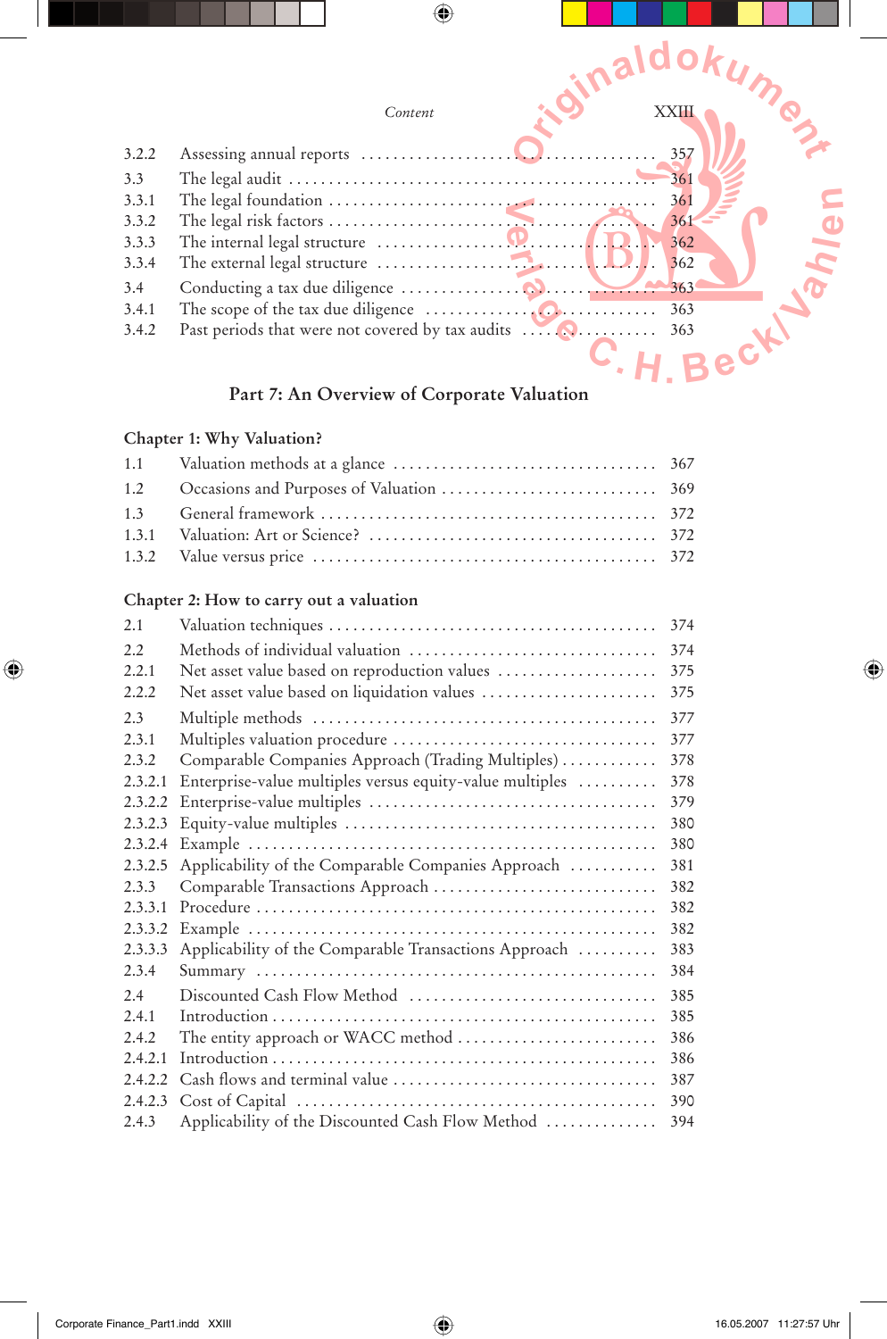| | | |
|---|---|---|
| 3.2.2 | Assessing annual reports | 357 |
| 3.3 | The legal audit | 361 |
| 3.3.1 | The legal foundation | 361 |
| 3.3.2 | The legal risk factors | 361 |
| 3.3.3 | The internal legal structure | 362 |
| 3.3.4 | The external legal structure | 362 |
| 3.4 | Conducting a tax due diligence | 363 |
| 3.4.1 | The scope of the tax due diligence | 363 |
| 3.4.2 | Past periods that were not covered by tax audits | 363 |

## Part 7: An Overview of Corporate Valuation

### Chapter 1: Why Valuation?

| | | |
|---|---|---|
| 1.1 | Valuation methods at a glance | 367 |
| 1.2 | Occasions and Purposes of Valuation | 369 |
| 1.3 | General framework | 372 |
| 1.3.1 | Valuation: Art or Science? | 372 |
| 1.3.2 | Value versus price | 372 |

### Chapter 2: How to carry out a valuation

| | | |
|---|---|---|
| 2.1 | Valuation techniques | 374 |
| 2.2 | Methods of individual valuation | 374 |
| 2.2.1 | Net asset value based on reproduction values | 375 |
| 2.2.2 | Net asset value based on liquidation values | 375 |
| 2.3 | Multiple methods | 377 |
| 2.3.1 | Multiples valuation procedure | 377 |
| 2.3.2 | Comparable Companies Approach (Trading Multiples) | 378 |
| 2.3.2.1 | Enterprise-value multiples versus equity-value multiples | 378 |
| 2.3.2.2 | Enterprise-value multiples | 379 |
| 2.3.2.3 | Equity-value multiples | 380 |
| 2.3.2.4 | Example | 380 |
| 2.3.2.5 | Applicability of the Comparable Companies Approach | 381 |
| 2.3.3 | Comparable Transactions Approach | 382 |
| 2.3.3.1 | Procedure | 382 |
| 2.3.3.2 | Example | 382 |
| 2.3.3.3 | Applicability of the Comparable Transactions Approach | 383 |
| 2.3.4 | Summary | 384 |
| 2.4 | Discounted Cash Flow Method | 385 |
| 2.4.1 | Introduction | 385 |
| 2.4.2 | The entity approach or WACC method | 386 |
| 2.4.2.1 | Introduction | 386 |
| 2.4.2.2 | Cash flows and terminal value | 387 |
| 2.4.2.3 | Cost of Capital | 390 |
| 2.4.3 | Applicability of the Discounted Cash Flow Method | 394 |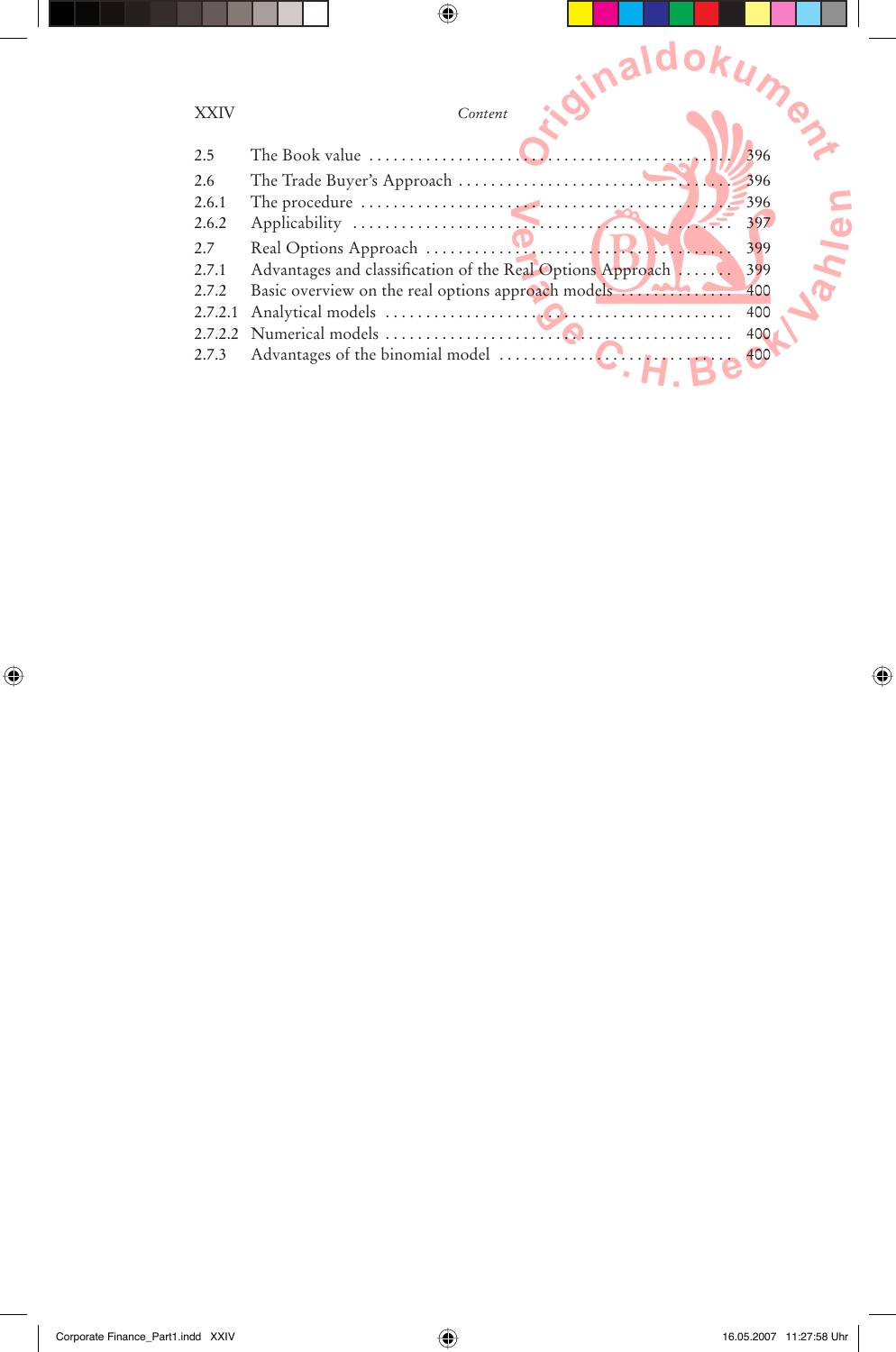| | | |
|---|---|---|
| 2.5 | The Book value | 396 |
| 2.6 | The Trade Buyer's Approach | 396 |
| 2.6.1 | The procedure | 396 |
| 2.6.2 | Applicability | 397 |
| 2.7 | Real Options Approach | 399 |
| 2.7.1 | Advantages and classification of the Real Options Approach | 399 |
| 2.7.2 | Basic overview on the real options approach models | 400 |
| 2.7.2.1 | Analytical models | 400 |
| 2.7.2.2 | Numerical models | 400 |
| 2.7.3 | Advantages of the binomial model | 400 |